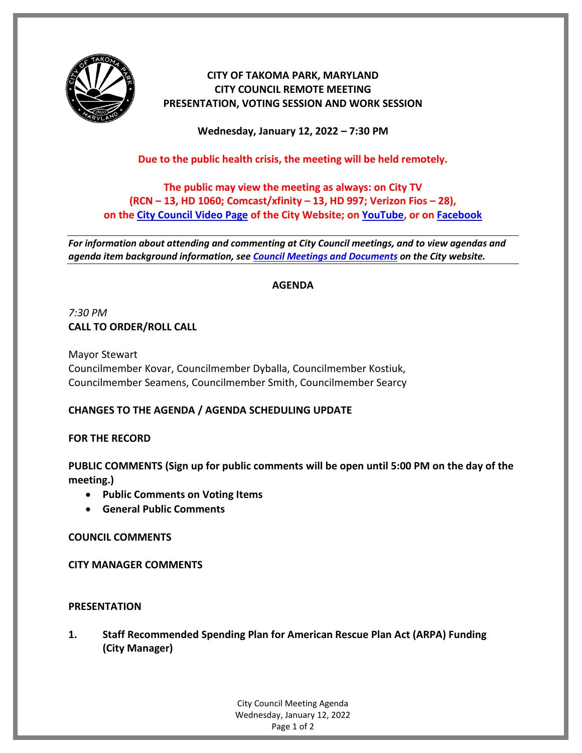# CITY OF TAKOMA PARK, MARYLAND
## CITY COUNCIL REMOTE MEETING
## PRESENTATION, VOTING SESSION AND WORK SESSION

**Wednesday, January 12, 2022 – 7:30 PM**

**Due to the public health crisis, the meeting will be held remotely.**

**The public may view the meeting as always: on City TV (RCN – 13, HD 1060; Comcast/xfinity – 13, HD 997; Verizon Fios – 28), on the City Council Video Page of the City Website; on YouTube, or on Facebook**

***For information about attending and commenting at City Council meetings, and to view agendas and agenda item background information, see Council Meetings and Documents on the City website.***

## AGENDA

*7:30 PM*

**CALL TO ORDER/ROLL CALL**

Mayor Stewart
Councilmember Kovar, Councilmember Dyballa, Councilmember Kostiuk, Councilmember Seamens, Councilmember Smith, Councilmember Searcy

**CHANGES TO THE AGENDA / AGENDA SCHEDULING UPDATE**

**FOR THE RECORD**

**PUBLIC COMMENTS (Sign up for public comments will be open until 5:00 PM on the day of the meeting.)**

- **Public Comments on Voting Items**
- **General Public Comments**

**COUNCIL COMMENTS**

**CITY MANAGER COMMENTS**

**PRESENTATION**

1. **Staff Recommended Spending Plan for American Rescue Plan Act (ARPA) Funding (City Manager)**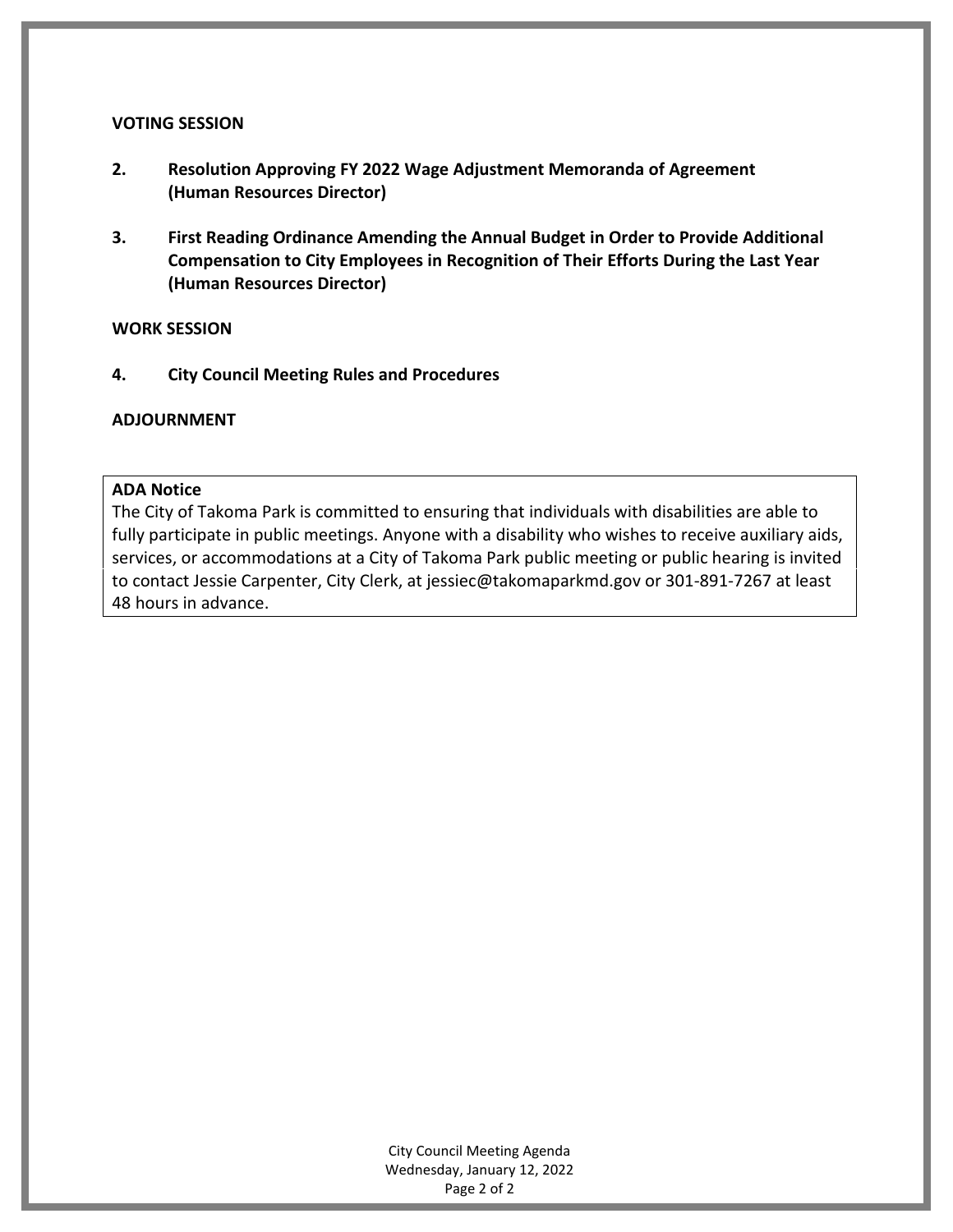**VOTING SESSION**

**2. Resolution Approving FY 2022 Wage Adjustment Memoranda of Agreement (Human Resources Director)**

**3. First Reading Ordinance Amending the Annual Budget in Order to Provide Additional Compensation to City Employees in Recognition of Their Efforts During the Last Year (Human Resources Director)**

**WORK SESSION**

**4. City Council Meeting Rules and Procedures**

**ADJOURNMENT**

**ADA Notice**
The City of Takoma Park is committed to ensuring that individuals with disabilities are able to fully participate in public meetings. Anyone with a disability who wishes to receive auxiliary aids, services, or accommodations at a City of Takoma Park public meeting or public hearing is invited to contact Jessie Carpenter, City Clerk, at jessiec@takomaparkmd.gov or 301-891-7267 at least 48 hours in advance.